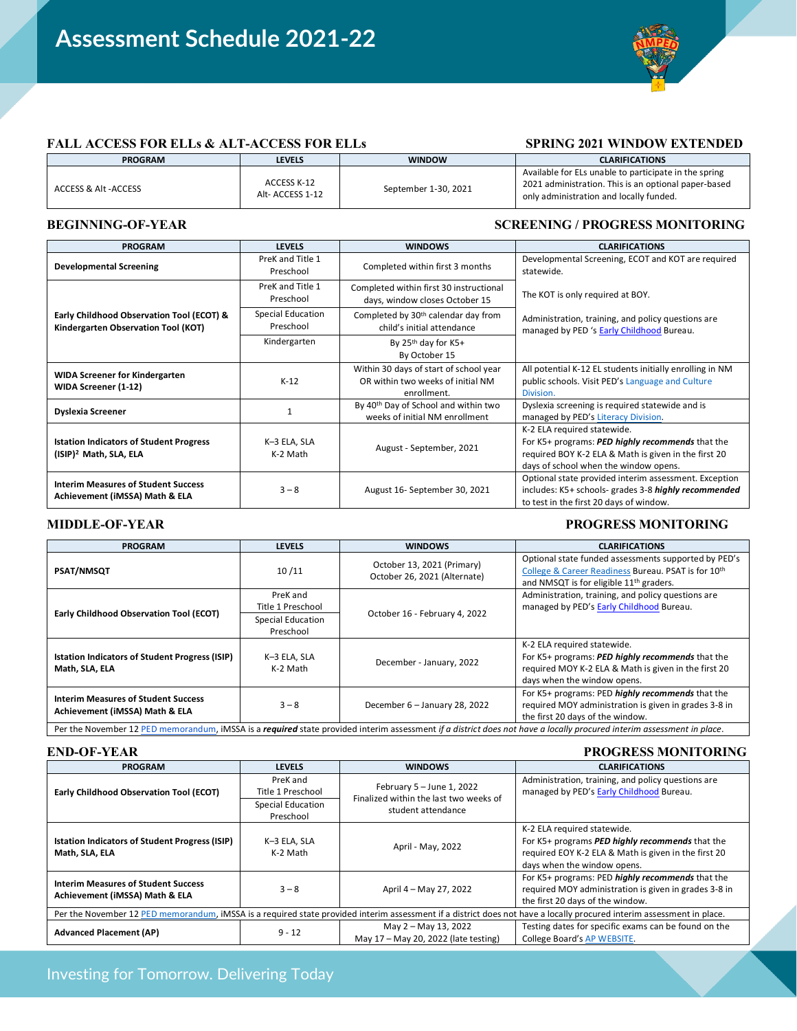# Assessment Schedule 2021-22

## FALL ACCESS FOR ELLs & ALT-ACCESS FOR ELLs — SPRING 2021 WINDOW EXTENDED

| PROGRAM | LEVELS | WINDOW | CLARIFICATIONS |
|---|---|---|---|
| ACCESS & Alt -ACCESS | ACCESS K-12<br>Alt- ACCESS 1-12 | September 1-30, 2021 | Available for ELs unable to participate in the spring 2021 administration. This is an optional paper-based only administration and locally funded. |

## BEGINNING-OF-YEAR — SCREENING / PROGRESS MONITORING

| PROGRAM | LEVELS | WINDOWS | CLARIFICATIONS |
|---|---|---|---|
| **Developmental Screening** | PreK and Title 1 Preschool | Completed within first 3 months | Developmental Screening, ECOT and KOT are required statewide. |
| **Early Childhood Observation Tool (ECOT) & Kindergarten Observation Tool (KOT)** | PreK and Title 1 Preschool | Completed within first 30 instructional days, window closes October 15 | The KOT is only required at BOY.<br>Administration, training, and policy questions are managed by PED 's Early Childhood Bureau. |
| | Special Education Preschool | Completed by 30th calendar day from child's initial attendance | |
| | Kindergarten | By 25th day for K5+<br>By October 15 | |
| **WIDA Screener for Kindergarten**<br>**WIDA Screener (1-12)** | K-12 | Within 30 days of start of school year OR within two weeks of initial NM enrollment. | All potential K-12 EL students initially enrolling in NM public schools. Visit PED's Language and Culture Division. |
| **Dyslexia Screener** | 1 | By 40th Day of School and within two weeks of initial NM enrollment | Dyslexia screening is required statewide and is managed by PED's Literacy Division. |
| **Istation Indicators of Student Progress (ISIP)[2] Math, SLA, ELA** | K–3 ELA, SLA<br>K-2 Math | August - September, 2021 | K-2 ELA required statewide.<br>For K5+ programs: ***PED highly recommends*** that the required BOY K-2 ELA & Math is given in the first 20 days of school when the window opens. |
| **Interim Measures of Student Success Achievement (iMSSA) Math & ELA** | 3 – 8 | August 16- September 30, 2021 | Optional state provided interim assessment. Exception includes: K5+ schools- grades 3-8 ***highly recommended*** to test in the first 20 days of window. |

## MIDDLE-OF-YEAR — PROGRESS MONITORING

| PROGRAM | LEVELS | WINDOWS | CLARIFICATIONS |
|---|---|---|---|
| **PSAT/NMSQT** | 10 /11 | October 13, 2021 (Primary)<br>October 26, 2021 (Alternate) | Optional state funded assessments supported by PED's College & Career Readiness Bureau. PSAT is for 10th and NMSQT is for eligible 11th graders. |
| **Early Childhood Observation Tool (ECOT)** | PreK and Title 1 Preschool<br>Special Education Preschool | October 16 - February 4, 2022 | Administration, training, and policy questions are managed by PED's Early Childhood Bureau. |
| **Istation Indicators of Student Progress (ISIP) Math, SLA, ELA** | K–3 ELA, SLA<br>K-2 Math | December - January, 2022 | K-2 ELA required statewide.<br>For K5+ programs: ***PED highly recommends*** that the required MOY K-2 ELA & Math is given in the first 20 days when the window opens. |
| **Interim Measures of Student Success Achievement (iMSSA) Math & ELA** | 3 – 8 | December 6 – January 28, 2022 | For K5+ programs: PED ***highly recommends*** that the required MOY administration is given in grades 3-8 in the first 20 days of the window. |
| Per the November 12 PED memorandum, iMSSA is a ***required*** state provided interim assessment *if a district does not have a locally procured interim assessment in place*. | | | |

## END-OF-YEAR — PROGRESS MONITORING

| PROGRAM | LEVELS | WINDOWS | CLARIFICATIONS |
|---|---|---|---|
| **Early Childhood Observation Tool (ECOT)** | PreK and Title 1 Preschool<br>Special Education Preschool | February 5 – June 1, 2022<br>Finalized within the last two weeks of student attendance | Administration, training, and policy questions are managed by PED's Early Childhood Bureau. |
| **Istation Indicators of Student Progress (ISIP) Math, SLA, ELA** | K–3 ELA, SLA<br>K-2 Math | April - May, 2022 | K-2 ELA required statewide.<br>For K5+ programs ***PED highly recommends*** that the required EOY K-2 ELA & Math is given in the first 20 days when the window opens. |
| **Interim Measures of Student Success Achievement (iMSSA) Math & ELA** | 3 – 8 | April 4 – May 27, 2022 | For K5+ programs: PED ***highly recommends*** that the required MOY administration is given in grades 3-8 in the first 20 days of the window. |
| Per the November 12 PED memorandum, iMSSA is a required state provided interim assessment if a district does not have a locally procured interim assessment in place. | | | |
| **Advanced Placement (AP)** | 9 - 12 | May 2 – May 13, 2022<br>May 17 – May 20, 2022 (late testing) | Testing dates for specific exams can be found on the College Board's AP WEBSITE. |

Investing for Tomorrow. Delivering Today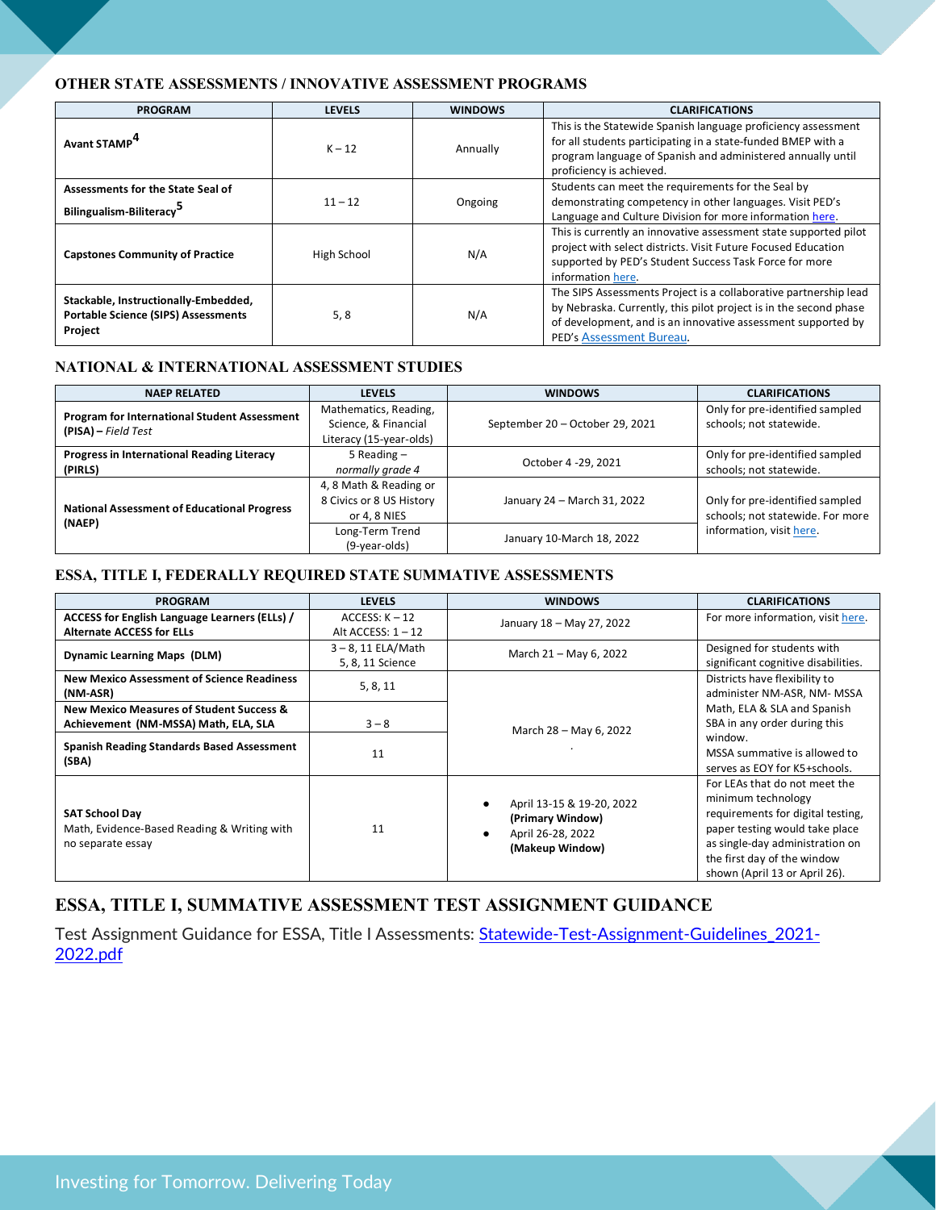## OTHER STATE ASSESSMENTS / INNOVATIVE ASSESSMENT PROGRAMS

| PROGRAM | LEVELS | WINDOWS | CLARIFICATIONS |
|---|---|---|---|
| **Avant STAMP**[4] | K – 12 | Annually | This is the Statewide Spanish language proficiency assessment for all students participating in a state-funded BMEP with a program language of Spanish and administered annually until proficiency is achieved. |
| **Assessments for the State Seal of Bilingualism-Biliteracy**[5] | 11 – 12 | Ongoing | Students can meet the requirements for the Seal by demonstrating competency in other languages. Visit PED's Language and Culture Division for more information here. |
| **Capstones Community of Practice** | High School | N/A | This is currently an innovative assessment state supported pilot project with select districts. Visit Future Focused Education supported by PED's Student Success Task Force for more information here. |
| **Stackable, Instructionally-Embedded, Portable Science (SIPS) Assessments Project** | 5, 8 | N/A | The SIPS Assessments Project is a collaborative partnership lead by Nebraska. Currently, this pilot project is in the second phase of development, and is an innovative assessment supported by PED's Assessment Bureau. |

## NATIONAL & INTERNATIONAL ASSESSMENT STUDIES

| NAEP RELATED | LEVELS | WINDOWS | CLARIFICATIONS |
|---|---|---|---|
| **Program for International Student Assessment (PISA) –** *Field Test* | Mathematics, Reading, Science, & Financial Literacy (15-year-olds) | September 20 – October 29, 2021 | Only for pre-identified sampled schools; not statewide. |
| **Progress in International Reading Literacy (PIRLS)** | 5 Reading – *normally grade 4* | October 4 -29, 2021 | Only for pre-identified sampled schools; not statewide. |
| **National Assessment of Educational Progress (NAEP)** | 4, 8 Math & Reading or 8 Civics or 8 US History or 4, 8 NIES | January 24 – March 31, 2022 | Only for pre-identified sampled schools; not statewide. For more information, visit here. |
| | Long-Term Trend (9-year-olds) | January 10-March 18, 2022 | |

## ESSA, TITLE I, FEDERALLY REQUIRED STATE SUMMATIVE ASSESSMENTS

| PROGRAM | LEVELS | WINDOWS | CLARIFICATIONS |
|---|---|---|---|
| **ACCESS for English Language Learners (ELLs) / Alternate ACCESS for ELLs** | ACCESS: K – 12<br>Alt ACCESS: 1 – 12 | January 18 – May 27, 2022 | For more information, visit here. |
| **Dynamic Learning Maps (DLM)** | 3 – 8, 11 ELA/Math<br>5, 8, 11 Science | March 21 – May 6, 2022 | Designed for students with significant cognitive disabilities. |
| **New Mexico Assessment of Science Readiness (NM-ASR)** | 5, 8, 11 | March 28 – May 6, 2022 | Districts have flexibility to administer NM-ASR, NM- MSSA Math, ELA & SLA and Spanish SBA in any order during this window.<br>MSSA summative is allowed to serves as EOY for K5+schools. |
| **New Mexico Measures of Student Success & Achievement (NM-MSSA) Math, ELA, SLA** | 3 – 8 | | |
| **Spanish Reading Standards Based Assessment (SBA)** | 11 | | |
| **SAT School Day**<br>Math, Evidence-Based Reading & Writing with no separate essay | 11 | • April 13-15 & 19-20, 2022 **(Primary Window)**<br>• April 26-28, 2022 **(Makeup Window)** | For LEAs that do not meet the minimum technology requirements for digital testing, paper testing would take place as single-day administration on the first day of the window shown (April 13 or April 26). |

## ESSA, TITLE I, SUMMATIVE ASSESSMENT TEST ASSIGNMENT GUIDANCE

Test Assignment Guidance for ESSA, Title I Assessments: Statewide-Test-Assignment-Guidelines_2021-2022.pdf

Investing for Tomorrow. Delivering Today